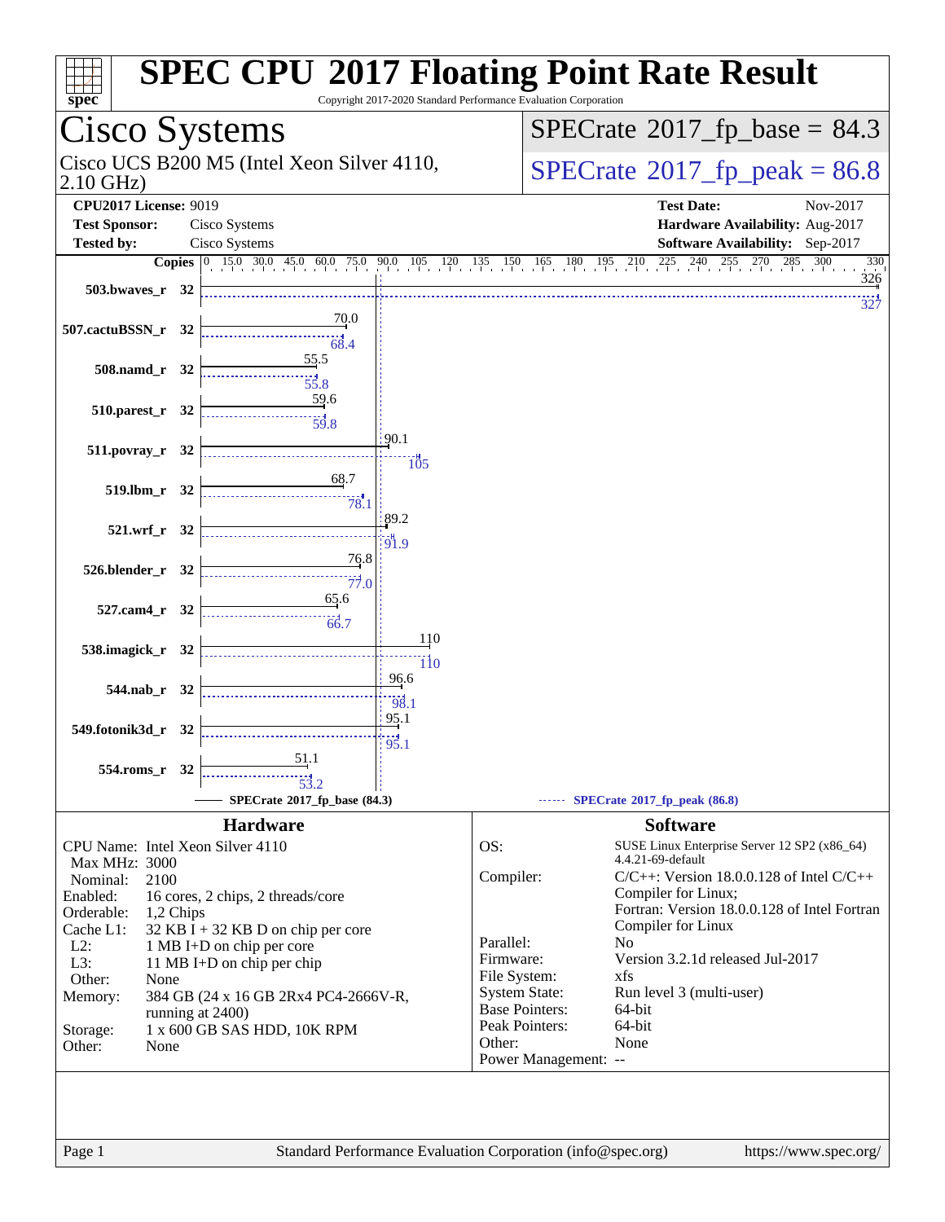# SPEC CPU 2017 Floating Point Rate Result

Copyright 2017-2020 Standard Performance Evaluation Corporation

## Cisco Systems

Cisco UCS B200 M5 (Intel Xeon Silver 4110, 2.10 GHz)

**SPECrate 2017_fp_base = 84.3**

**SPECrate 2017_fp_peak = 86.8**

| | | | |
|---|---|---|---|
| **CPU2017 License:** | 9019 | **Test Date:** | Nov-2017 |
| **Test Sponsor:** | Cisco Systems | **Hardware Availability:** | Aug-2017 |
| **Tested by:** | Cisco Systems | **Software Availability:** | Sep-2017 |

| Benchmark | Copies | SPECrate 2017_fp_base (84.3) | SPECrate 2017_fp_peak (86.8) |
|---|---|---|---|
| 503.bwaves_r | 32 | 326 | 327 |
| 507.cactuBSSN_r | 32 | 70.0 | 68.4 |
| 508.namd_r | 32 | 55.5 | 55.8 |
| 510.parest_r | 32 | 59.6 | 59.8 |
| 511.povray_r | 32 | 90.1 | 105 |
| 519.lbm_r | 32 | 68.7 | 78.1 |
| 521.wrf_r | 32 | 89.2 | 91.9 |
| 526.blender_r | 32 | 76.8 | 77.0 |
| 527.cam4_r | 32 | 65.6 | 66.7 |
| 538.imagick_r | 32 | 110 | 110 |
| 544.nab_r | 32 | 96.6 | 98.1 |
| 549.fotonik3d_r | 32 | 95.1 | 95.1 |
| 554.roms_r | 32 | 51.1 | 53.2 |

### Hardware

| | |
|---|---|
| CPU Name: | Intel Xeon Silver 4110 |
| Max MHz: | 3000 |
| Nominal: | 2100 |
| Enabled: | 16 cores, 2 chips, 2 threads/core |
| Orderable: | 1,2 Chips |
| Cache L1: | 32 KB I + 32 KB D on chip per core |
| L2: | 1 MB I+D on chip per core |
| L3: | 11 MB I+D on chip per chip |
| Other: | None |
| Memory: | 384 GB (24 x 16 GB 2Rx4 PC4-2666V-R, running at 2400) |
| Storage: | 1 x 600 GB SAS HDD, 10K RPM |
| Other: | None |

### Software

| | |
|---|---|
| OS: | SUSE Linux Enterprise Server 12 SP2 (x86_64) 4.4.21-69-default |
| Compiler: | C/C++: Version 18.0.0.128 of Intel C/C++ Compiler for Linux; Fortran: Version 18.0.0.128 of Intel Fortran Compiler for Linux |
| Parallel: | No |
| Firmware: | Version 3.2.1d released Jul-2017 |
| File System: | xfs |
| System State: | Run level 3 (multi-user) |
| Base Pointers: | 64-bit |
| Peak Pointers: | 64-bit |
| Other: | None |
| Power Management: | -- |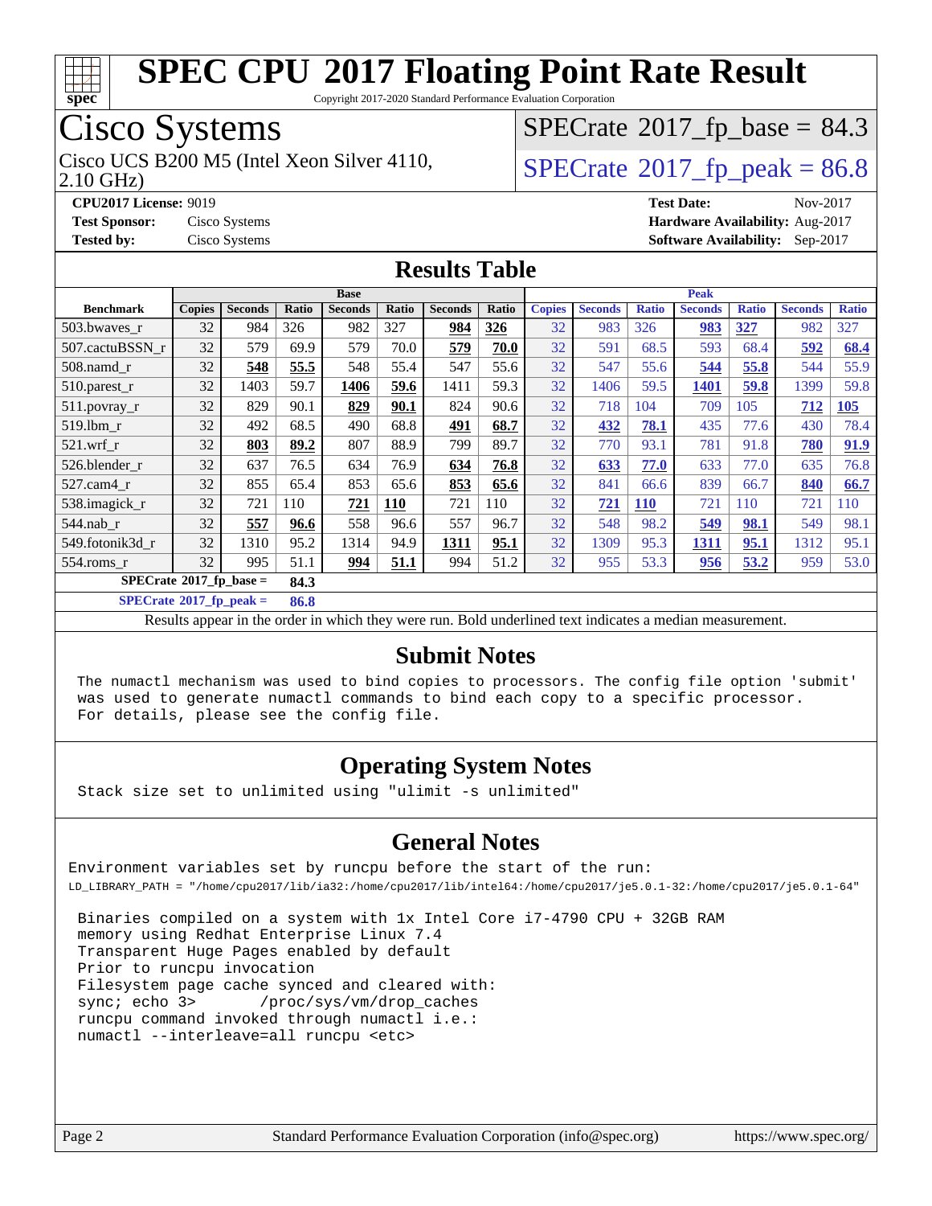# SPEC CPU 2017 Floating Point Rate Result

Copyright 2017-2020 Standard Performance Evaluation Corporation

## Cisco Systems

Cisco UCS B200 M5 (Intel Xeon Silver 4110, 2.10 GHz)

SPECrate 2017_fp_base = 84.3

SPECrate 2017_fp_peak = 86.8

**CPU2017 License:** 9019
**Test Sponsor:** Cisco Systems
**Tested by:** Cisco Systems

**Test Date:** Nov-2017
**Hardware Availability:** Aug-2017
**Software Availability:** Sep-2017

## Results Table

| | Base | | | | | | | Peak | | | | | | |
|---|---|---|---|---|---|---|---|---|---|---|---|---|---|---|
| **Benchmark** | **Copies** | **Seconds** | **Ratio** | **Seconds** | **Ratio** | **Seconds** | **Ratio** | **Copies** | **Seconds** | **Ratio** | **Seconds** | **Ratio** | **Seconds** | **Ratio** |
| 503.bwaves_r | 32 | 984 | 326 | 982 | 327 | **984** | **326** | 32 | 983 | 326 | **983** | **327** | 982 | 327 |
| 507.cactuBSSN_r | 32 | 579 | 69.9 | 579 | 70.0 | **579** | **70.0** | 32 | 591 | 68.5 | 593 | 68.4 | **592** | **68.4** |
| 508.namd_r | 32 | **548** | **55.5** | 548 | 55.4 | 547 | 55.6 | 32 | 547 | 55.6 | **544** | **55.8** | 544 | 55.9 |
| 510.parest_r | 32 | 1403 | 59.7 | **1406** | **59.6** | 1411 | 59.3 | 32 | 1406 | 59.5 | **1401** | **59.8** | 1399 | 59.8 |
| 511.povray_r | 32 | 829 | 90.1 | **829** | **90.1** | 824 | 90.6 | 32 | 718 | 104 | 709 | 105 | **712** | **105** |
| 519.lbm_r | 32 | 492 | 68.5 | 490 | 68.8 | **491** | **68.7** | 32 | **432** | **78.1** | 435 | 77.6 | 430 | 78.4 |
| 521.wrf_r | 32 | **803** | **89.2** | 807 | 88.9 | 799 | 89.7 | 32 | 770 | 93.1 | 781 | 91.8 | **780** | **91.9** |
| 526.blender_r | 32 | 637 | 76.5 | 634 | 76.9 | **634** | **76.8** | 32 | **633** | **77.0** | 633 | 77.0 | 635 | 76.8 |
| 527.cam4_r | 32 | 855 | 65.4 | 853 | 65.6 | **853** | **65.6** | 32 | 841 | 66.6 | 839 | 66.7 | **840** | **66.7** |
| 538.imagick_r | 32 | 721 | 110 | **721** | **110** | 721 | 110 | 32 | **721** | **110** | 721 | 110 | 721 | 110 |
| 544.nab_r | 32 | **557** | **96.6** | 558 | 96.6 | 557 | 96.7 | 32 | 548 | 98.2 | **549** | **98.1** | 549 | 98.1 |
| 549.fotonik3d_r | 32 | 1310 | 95.2 | 1314 | 94.9 | **1311** | **95.1** | 32 | 1309 | 95.3 | **1311** | **95.1** | 1312 | 95.1 |
| 554.roms_r | 32 | 995 | 51.1 | **994** | **51.1** | 994 | 51.2 | 32 | 955 | 53.3 | **956** | **53.2** | 959 | 53.0 |

**SPECrate 2017_fp_base = 84.3**

**SPECrate 2017_fp_peak = 86.8**

Results appear in the order in which they were run. Bold underlined text indicates a median measurement.

## Submit Notes

```
The numactl mechanism was used to bind copies to processors. The config file option 'submit'
was used to generate numactl commands to bind each copy to a specific processor.
For details, please see the config file.
```

## Operating System Notes

```
Stack size set to unlimited using "ulimit -s unlimited"
```

## General Notes

```
Environment variables set by runcpu before the start of the run:
LD_LIBRARY_PATH = "/home/cpu2017/lib/ia32:/home/cpu2017/lib/intel64:/home/cpu2017/je5.0.1-32:/home/cpu2017/je5.0.1-64"

 Binaries compiled on a system with 1x Intel Core i7-4790 CPU + 32GB RAM
 memory using Redhat Enterprise Linux 7.4
 Transparent Huge Pages enabled by default
 Prior to runcpu invocation
 Filesystem page cache synced and cleared with:
 sync; echo 3>       /proc/sys/vm/drop_caches
 runcpu command invoked through numactl i.e.:
 numactl --interleave=all runcpu <etc>
```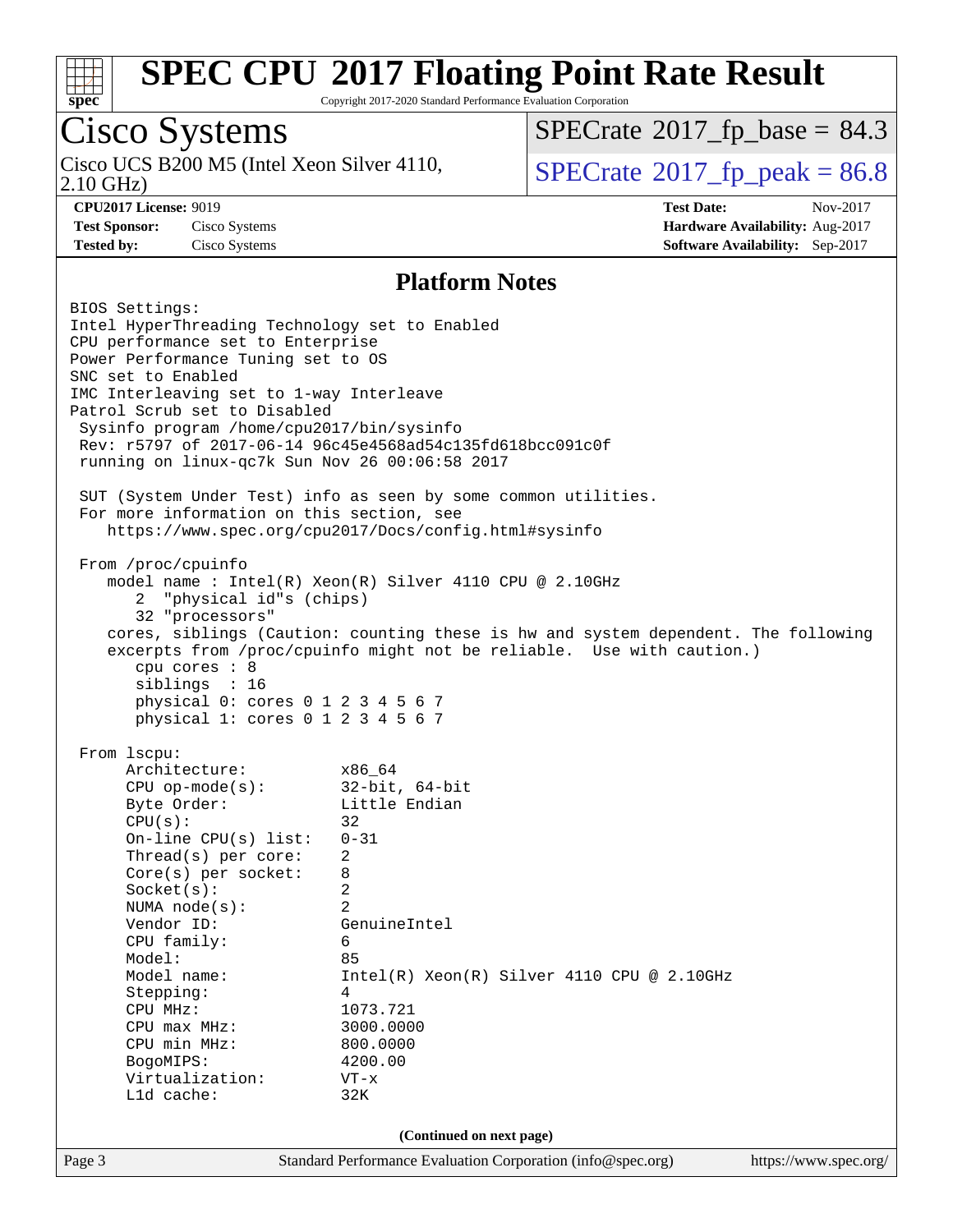# SPEC CPU 2017 Floating Point Rate Result

Copyright 2017-2020 Standard Performance Evaluation Corporation

## Cisco Systems

Cisco UCS B200 M5 (Intel Xeon Silver 4110, 2.10 GHz)

SPECrate 2017_fp_base = 84.3

SPECrate 2017_fp_peak = 86.8

**CPU2017 License:** 9019
**Test Sponsor:** Cisco Systems
**Tested by:** Cisco Systems

**Test Date:** Nov-2017
**Hardware Availability:** Aug-2017
**Software Availability:** Sep-2017

### Platform Notes

```
BIOS Settings:
Intel HyperThreading Technology set to Enabled
CPU performance set to Enterprise
Power Performance Tuning set to OS
SNC set to Enabled
IMC Interleaving set to 1-way Interleave
Patrol Scrub set to Disabled
 Sysinfo program /home/cpu2017/bin/sysinfo
 Rev: r5797 of 2017-06-14 96c45e4568ad54c135fd618bcc091c0f
 running on linux-qc7k Sun Nov 26 00:06:58 2017

 SUT (System Under Test) info as seen by some common utilities.
 For more information on this section, see
    https://www.spec.org/cpu2017/Docs/config.html#sysinfo

 From /proc/cpuinfo
    model name : Intel(R) Xeon(R) Silver 4110 CPU @ 2.10GHz
       2  "physical id"s (chips)
       32 "processors"
    cores, siblings (Caution: counting these is hw and system dependent. The following
    excerpts from /proc/cpuinfo might not be reliable.  Use with caution.)
       cpu cores : 8
       siblings  : 16
       physical 0: cores 0 1 2 3 4 5 6 7
       physical 1: cores 0 1 2 3 4 5 6 7

 From lscpu:
      Architecture:          x86_64
      CPU op-mode(s):        32-bit, 64-bit
      Byte Order:            Little Endian
      CPU(s):                32
      On-line CPU(s) list:   0-31
      Thread(s) per core:    2
      Core(s) per socket:    8
      Socket(s):             2
      NUMA node(s):          2
      Vendor ID:             GenuineIntel
      CPU family:            6
      Model:                 85
      Model name:            Intel(R) Xeon(R) Silver 4110 CPU @ 2.10GHz
      Stepping:              4
      CPU MHz:               1073.721
      CPU max MHz:           3000.0000
      CPU min MHz:           800.0000
      BogoMIPS:              4200.00
      Virtualization:        VT-x
      L1d cache:             32K
```

(Continued on next page)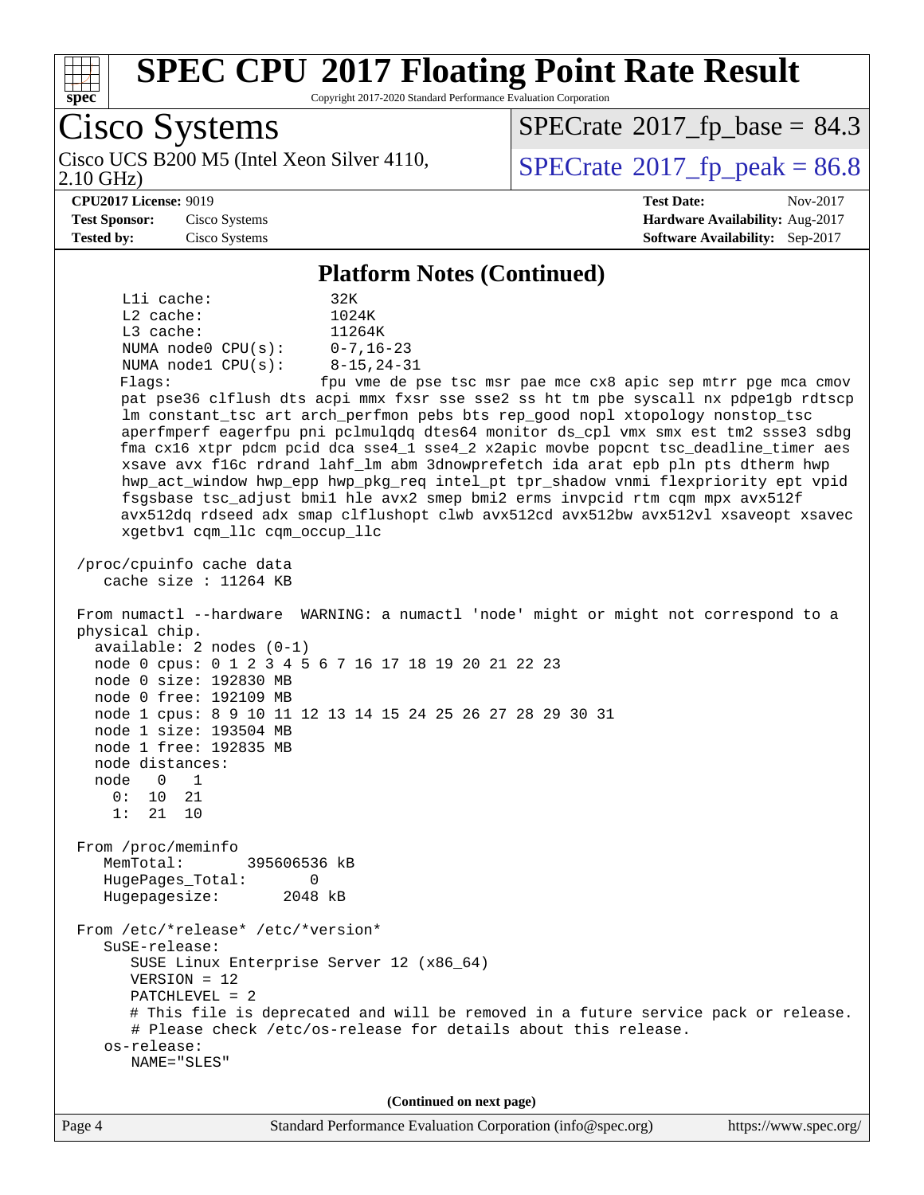# SPEC CPU 2017 Floating Point Rate Result

Copyright 2017-2020 Standard Performance Evaluation Corporation

## Cisco Systems

Cisco UCS B200 M5 (Intel Xeon Silver 4110, 2.10 GHz)

SPECrate 2017_fp_base = 84.3

SPECrate 2017_fp_peak = 86.8

**CPU2017 License:** 9019
**Test Sponsor:** Cisco Systems
**Tested by:** Cisco Systems

**Test Date:** Nov-2017
**Hardware Availability:** Aug-2017
**Software Availability:** Sep-2017

### Platform Notes (Continued)

```
     L1i cache:             32K
     L2 cache:              1024K
     L3 cache:              11264K
     NUMA node0 CPU(s):     0-7,16-23
     NUMA node1 CPU(s):     8-15,24-31
     Flags:                 fpu vme de pse tsc msr pae mce cx8 apic sep mtrr pge mca cmov
     pat pse36 clflush dts acpi mmx fxsr sse sse2 ss ht tm pbe syscall nx pdpe1gb rdtscp
     lm constant_tsc art arch_perfmon pebs bts rep_good nopl xtopology nonstop_tsc
     aperfmperf eagerfpu pni pclmulqdq dtes64 monitor ds_cpl vmx smx est tm2 ssse3 sdbg
     fma cx16 xtpr pdcm pcid dca sse4_1 sse4_2 x2apic movbe popcnt tsc_deadline_timer aes
     xsave avx f16c rdrand lahf_lm abm 3dnowprefetch ida arat epb pln pts dtherm hwp
     hwp_act_window hwp_epp hwp_pkg_req intel_pt tpr_shadow vnmi flexpriority ept vpid
     fsgsbase tsc_adjust bmi1 hle avx2 smep bmi2 erms invpcid rtm cqm mpx avx512f
     avx512dq rdseed adx smap clflushopt clwb avx512cd avx512bw avx512vl xsaveopt xsavec
     xgetbv1 cqm_llc cqm_occup_llc

 /proc/cpuinfo cache data
    cache size : 11264 KB

 From numactl --hardware  WARNING: a numactl 'node' might or might not correspond to a
 physical chip.
   available: 2 nodes (0-1)
   node 0 cpus: 0 1 2 3 4 5 6 7 16 17 18 19 20 21 22 23
   node 0 size: 192830 MB
   node 0 free: 192109 MB
   node 1 cpus: 8 9 10 11 12 13 14 15 24 25 26 27 28 29 30 31
   node 1 size: 193504 MB
   node 1 free: 192835 MB
   node distances:
   node   0   1
     0:  10  21
     1:  21  10

 From /proc/meminfo
    MemTotal:       395606536 kB
    HugePages_Total:       0
    Hugepagesize:       2048 kB

 From /etc/*release* /etc/*version*
    SuSE-release:
       SUSE Linux Enterprise Server 12 (x86_64)
       VERSION = 12
       PATCHLEVEL = 2
       # This file is deprecated and will be removed in a future service pack or release.
       # Please check /etc/os-release for details about this release.
    os-release:
       NAME="SLES"
```

(Continued on next page)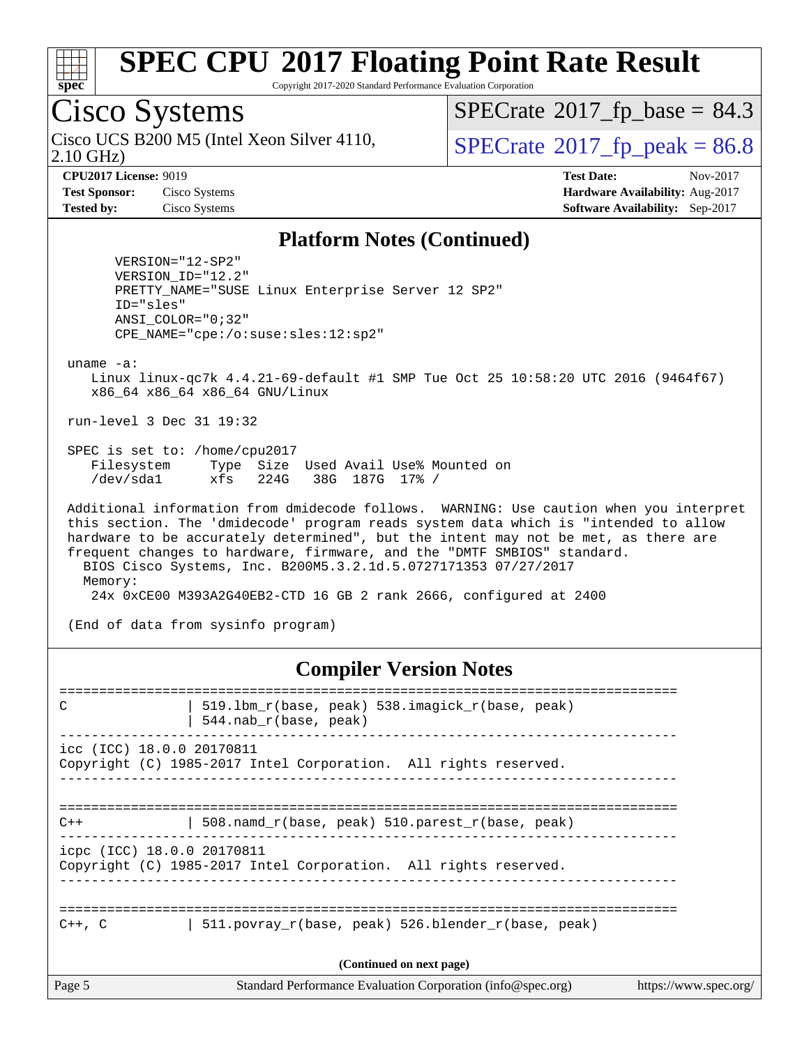# SPEC CPU 2017 Floating Point Rate Result

Copyright 2017-2020 Standard Performance Evaluation Corporation

## Cisco Systems

Cisco UCS B200 M5 (Intel Xeon Silver 4110, 2.10 GHz)

SPECrate 2017_fp_base = 84.3

SPECrate 2017_fp_peak = 86.8

**CPU2017 License:** 9019
**Test Sponsor:** Cisco Systems
**Tested by:** Cisco Systems

**Test Date:** Nov-2017
**Hardware Availability:** Aug-2017
**Software Availability:** Sep-2017

## Platform Notes (Continued)

```
      VERSION="12-SP2"
      VERSION_ID="12.2"
      PRETTY_NAME="SUSE Linux Enterprise Server 12 SP2"
      ID="sles"
      ANSI_COLOR="0;32"
      CPE_NAME="cpe:/o:suse:sles:12:sp2"

 uname -a:
    Linux linux-qc7k 4.4.21-69-default #1 SMP Tue Oct 25 10:58:20 UTC 2016 (9464f67)
    x86_64 x86_64 x86_64 GNU/Linux

 run-level 3 Dec 31 19:32

 SPEC is set to: /home/cpu2017
    Filesystem     Type  Size  Used Avail Use% Mounted on
    /dev/sda1      xfs   224G   38G  187G  17% /

 Additional information from dmidecode follows.  WARNING: Use caution when you interpret
 this section. The 'dmidecode' program reads system data which is "intended to allow
 hardware to be accurately determined", but the intent may not be met, as there are
 frequent changes to hardware, firmware, and the "DMTF SMBIOS" standard.
   BIOS Cisco Systems, Inc. B200M5.3.2.1d.5.0727171353 07/27/2017
   Memory:
    24x 0xCE00 M393A2G40EB2-CTD 16 GB 2 rank 2666, configured at 2400

 (End of data from sysinfo program)
```

## Compiler Version Notes

```
==============================================================================
C               | 519.lbm_r(base, peak) 538.imagick_r(base, peak)
                | 544.nab_r(base, peak)
------------------------------------------------------------------------------
icc (ICC) 18.0.0 20170811
Copyright (C) 1985-2017 Intel Corporation.  All rights reserved.
------------------------------------------------------------------------------

==============================================================================
C++             | 508.namd_r(base, peak) 510.parest_r(base, peak)
------------------------------------------------------------------------------
icpc (ICC) 18.0.0 20170811
Copyright (C) 1985-2017 Intel Corporation.  All rights reserved.
------------------------------------------------------------------------------

==============================================================================
C++, C          | 511.povray_r(base, peak) 526.blender_r(base, peak)
```

(Continued on next page)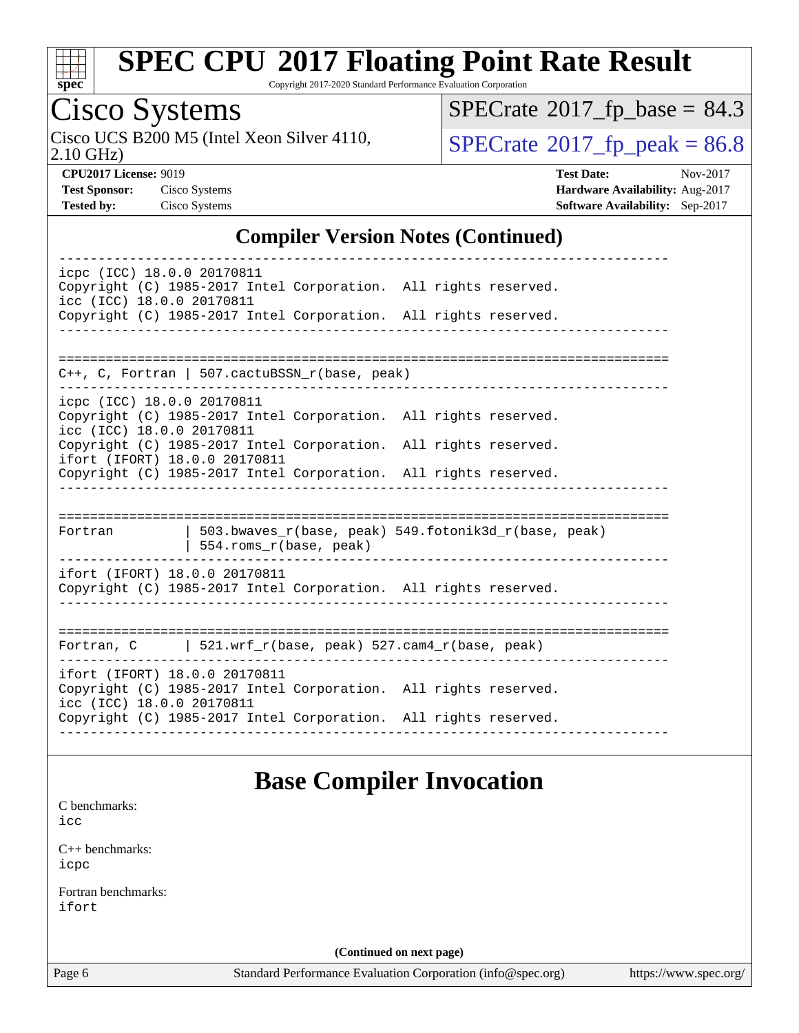# Cisco Systems

Cisco UCS B200 M5 (Intel Xeon Silver 4110, 2.10 GHz)

SPECrate 2017_fp_base = 84.3

SPECrate 2017_fp_peak = 86.8

**CPU2017 License:** 9019
**Test Sponsor:** Cisco Systems
**Tested by:** Cisco Systems

**Test Date:** Nov-2017
**Hardware Availability:** Aug-2017
**Software Availability:** Sep-2017

## Compiler Version Notes (Continued)

```
------------------------------------------------------------------------------
icpc (ICC) 18.0.0 20170811
Copyright (C) 1985-2017 Intel Corporation.  All rights reserved.
icc (ICC) 18.0.0 20170811
Copyright (C) 1985-2017 Intel Corporation.  All rights reserved.
------------------------------------------------------------------------------

==============================================================================
C++, C, Fortran | 507.cactuBSSN_r(base, peak)
------------------------------------------------------------------------------
icpc (ICC) 18.0.0 20170811
Copyright (C) 1985-2017 Intel Corporation.  All rights reserved.
icc (ICC) 18.0.0 20170811
Copyright (C) 1985-2017 Intel Corporation.  All rights reserved.
ifort (IFORT) 18.0.0 20170811
Copyright (C) 1985-2017 Intel Corporation.  All rights reserved.
------------------------------------------------------------------------------

==============================================================================
Fortran         | 503.bwaves_r(base, peak) 549.fotonik3d_r(base, peak)
                | 554.roms_r(base, peak)
------------------------------------------------------------------------------
ifort (IFORT) 18.0.0 20170811
Copyright (C) 1985-2017 Intel Corporation.  All rights reserved.
------------------------------------------------------------------------------

==============================================================================
Fortran, C      | 521.wrf_r(base, peak) 527.cam4_r(base, peak)
------------------------------------------------------------------------------
ifort (IFORT) 18.0.0 20170811
Copyright (C) 1985-2017 Intel Corporation.  All rights reserved.
icc (ICC) 18.0.0 20170811
Copyright (C) 1985-2017 Intel Corporation.  All rights reserved.
------------------------------------------------------------------------------
```

## Base Compiler Invocation

C benchmarks:
icc

C++ benchmarks:
icpc

Fortran benchmarks:
ifort

**(Continued on next page)**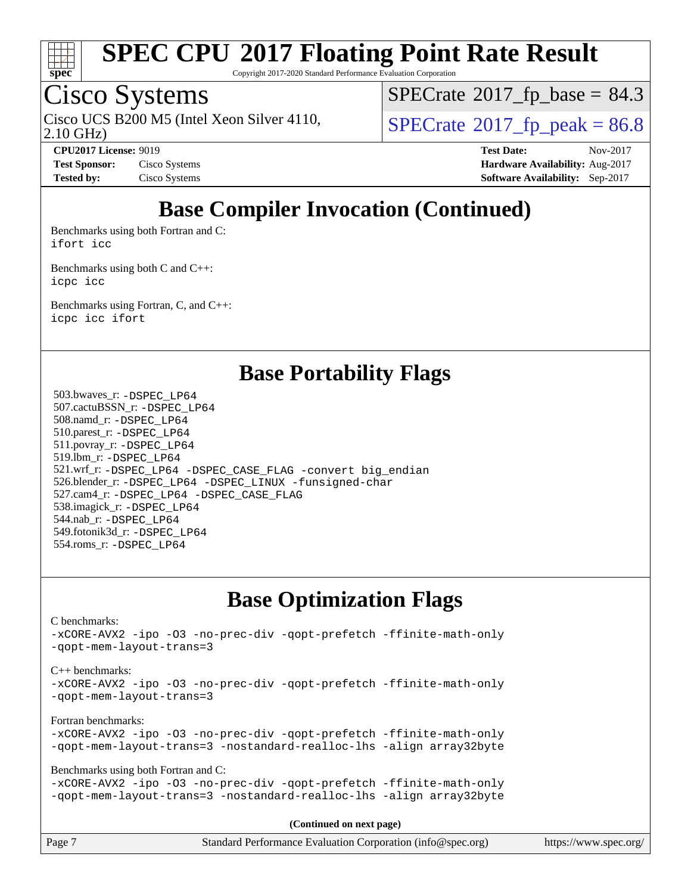## Base Compiler Invocation (Continued)

Benchmarks using both Fortran and C:
`ifort icc`

Benchmarks using both C and C++:
`icpc icc`

Benchmarks using Fortran, C, and C++:
`icpc icc ifort`

## Base Portability Flags

503.bwaves_r: `-DSPEC_LP64`
507.cactuBSSN_r: `-DSPEC_LP64`
508.namd_r: `-DSPEC_LP64`
510.parest_r: `-DSPEC_LP64`
511.povray_r: `-DSPEC_LP64`
519.lbm_r: `-DSPEC_LP64`
521.wrf_r: `-DSPEC_LP64 -DSPEC_CASE_FLAG -convert big_endian`
526.blender_r: `-DSPEC_LP64 -DSPEC_LINUX -funsigned-char`
527.cam4_r: `-DSPEC_LP64 -DSPEC_CASE_FLAG`
538.imagick_r: `-DSPEC_LP64`
544.nab_r: `-DSPEC_LP64`
549.fotonik3d_r: `-DSPEC_LP64`
554.roms_r: `-DSPEC_LP64`

## Base Optimization Flags

C benchmarks:
```
-xCORE-AVX2 -ipo -O3 -no-prec-div -qopt-prefetch -ffinite-math-only
-qopt-mem-layout-trans=3
```

C++ benchmarks:
```
-xCORE-AVX2 -ipo -O3 -no-prec-div -qopt-prefetch -ffinite-math-only
-qopt-mem-layout-trans=3
```

Fortran benchmarks:
```
-xCORE-AVX2 -ipo -O3 -no-prec-div -qopt-prefetch -ffinite-math-only
-qopt-mem-layout-trans=3 -nostandard-realloc-lhs -align array32byte
```

Benchmarks using both Fortran and C:
```
-xCORE-AVX2 -ipo -O3 -no-prec-div -qopt-prefetch -ffinite-math-only
-qopt-mem-layout-trans=3 -nostandard-realloc-lhs -align array32byte
```

**(Continued on next page)**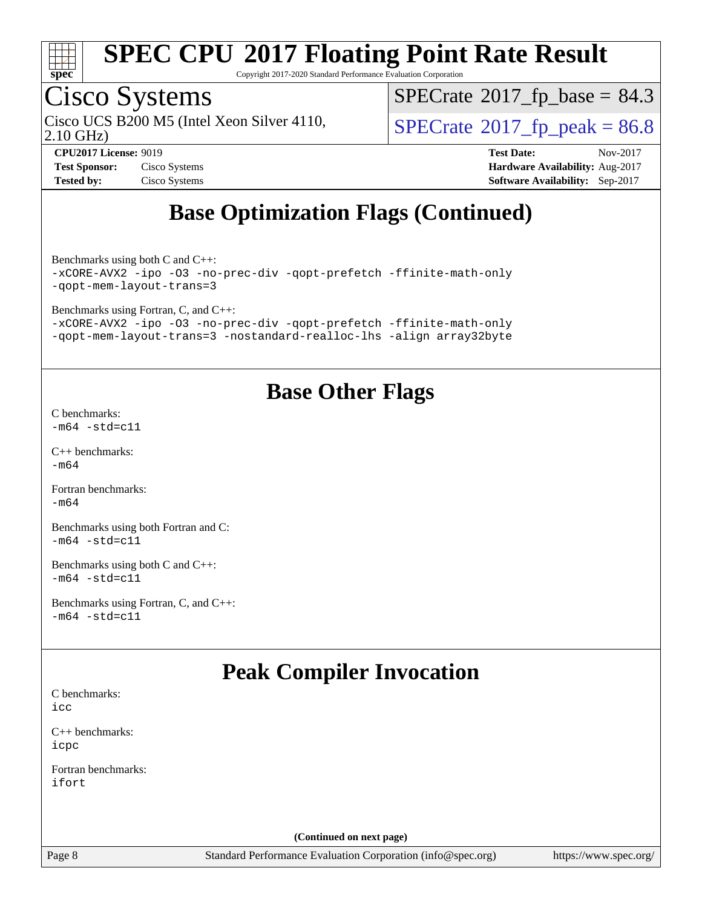# SPEC CPU 2017 Floating Point Rate Result

Copyright 2017-2020 Standard Performance Evaluation Corporation

## Cisco Systems

Cisco UCS B200 M5 (Intel Xeon Silver 4110, 2.10 GHz)

SPECrate 2017_fp_base = 84.3

SPECrate 2017_fp_peak = 86.8

**CPU2017 License:** 9019
**Test Sponsor:** Cisco Systems
**Tested by:** Cisco Systems

**Test Date:** Nov-2017
**Hardware Availability:** Aug-2017
**Software Availability:** Sep-2017

## Base Optimization Flags (Continued)

Benchmarks using both C and C++:
```
-xCORE-AVX2 -ipo -O3 -no-prec-div -qopt-prefetch -ffinite-math-only
-qopt-mem-layout-trans=3
```

Benchmarks using Fortran, C, and C++:
```
-xCORE-AVX2 -ipo -O3 -no-prec-div -qopt-prefetch -ffinite-math-only
-qopt-mem-layout-trans=3 -nostandard-realloc-lhs -align array32byte
```

## Base Other Flags

C benchmarks:
```
-m64 -std=c11
```

C++ benchmarks:
```
-m64
```

Fortran benchmarks:
```
-m64
```

Benchmarks using both Fortran and C:
```
-m64 -std=c11
```

Benchmarks using both C and C++:
```
-m64 -std=c11
```

Benchmarks using Fortran, C, and C++:
```
-m64 -std=c11
```

## Peak Compiler Invocation

C benchmarks:
```
icc
```

C++ benchmarks:
```
icpc
```

Fortran benchmarks:
```
ifort
```

(Continued on next page)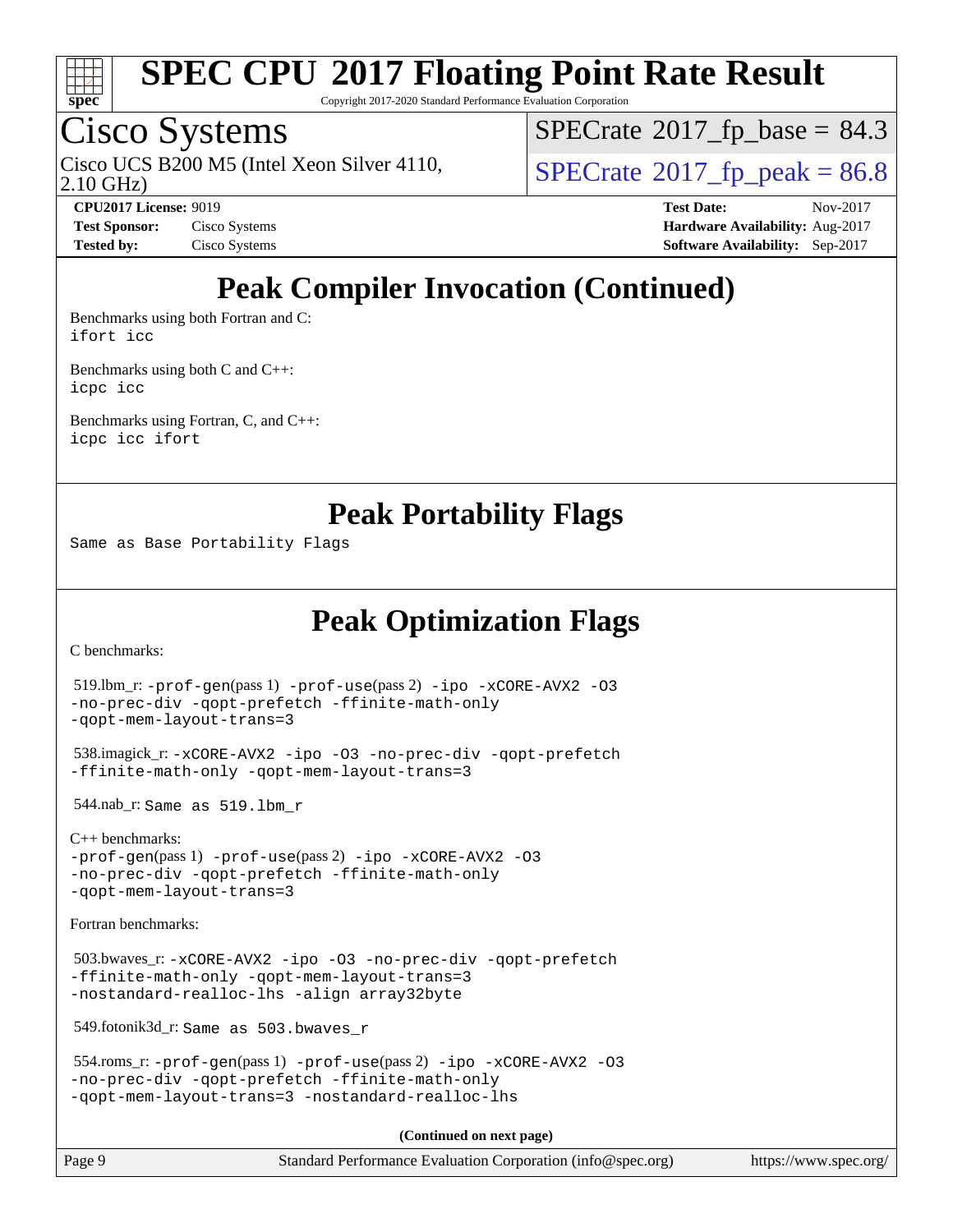# Peak Compiler Invocation (Continued)

Benchmarks using both Fortran and C:
`ifort icc`

Benchmarks using both C and C++:
`icpc icc`

Benchmarks using Fortran, C, and C++:
`icpc icc ifort`

# Peak Portability Flags

Same as Base Portability Flags

# Peak Optimization Flags

C benchmarks:

519.lbm_r: -prof-gen(pass 1) -prof-use(pass 2) -ipo -xCORE-AVX2 -O3
-no-prec-div -qopt-prefetch -ffinite-math-only
-qopt-mem-layout-trans=3

538.imagick_r: -xCORE-AVX2 -ipo -O3 -no-prec-div -qopt-prefetch
-ffinite-math-only -qopt-mem-layout-trans=3

544.nab_r: Same as 519.lbm_r

C++ benchmarks:
-prof-gen(pass 1) -prof-use(pass 2) -ipo -xCORE-AVX2 -O3
-no-prec-div -qopt-prefetch -ffinite-math-only
-qopt-mem-layout-trans=3

Fortran benchmarks:

503.bwaves_r: -xCORE-AVX2 -ipo -O3 -no-prec-div -qopt-prefetch
-ffinite-math-only -qopt-mem-layout-trans=3
-nostandard-realloc-lhs -align array32byte

549.fotonik3d_r: Same as 503.bwaves_r

554.roms_r: -prof-gen(pass 1) -prof-use(pass 2) -ipo -xCORE-AVX2 -O3
-no-prec-div -qopt-prefetch -ffinite-math-only
-qopt-mem-layout-trans=3 -nostandard-realloc-lhs

**(Continued on next page)**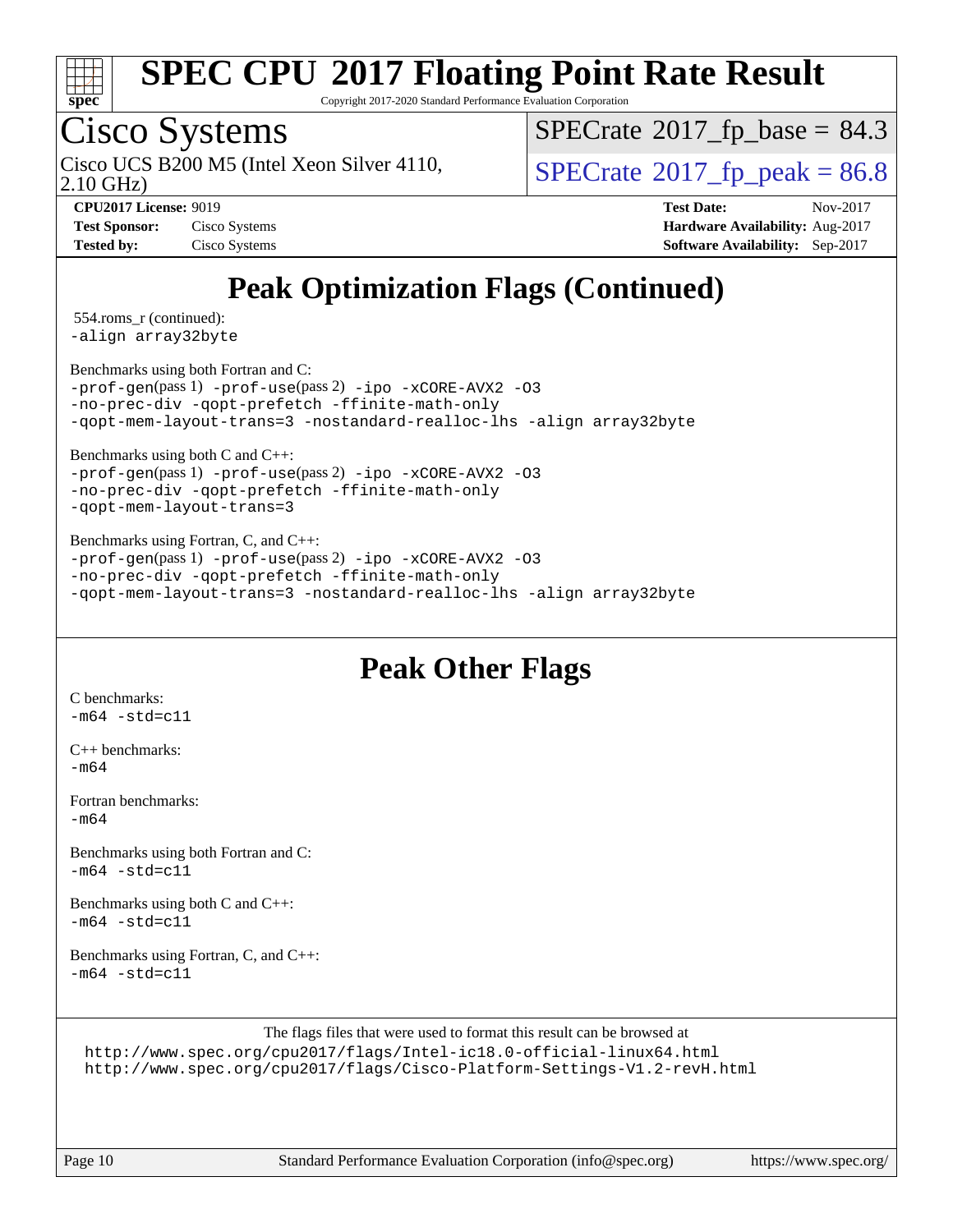# Peak Optimization Flags (Continued)

554.roms_r (continued):
`-align array32byte`

Benchmarks using both Fortran and C:
`-prof-gen`(pass 1) `-prof-use`(pass 2) `-ipo -xCORE-AVX2 -O3 -no-prec-div -qopt-prefetch -ffinite-math-only -qopt-mem-layout-trans=3 -nostandard-realloc-lhs -align array32byte`

Benchmarks using both C and C++:
`-prof-gen`(pass 1) `-prof-use`(pass 2) `-ipo -xCORE-AVX2 -O3 -no-prec-div -qopt-prefetch -ffinite-math-only -qopt-mem-layout-trans=3`

Benchmarks using Fortran, C, and C++:
`-prof-gen`(pass 1) `-prof-use`(pass 2) `-ipo -xCORE-AVX2 -O3 -no-prec-div -qopt-prefetch -ffinite-math-only -qopt-mem-layout-trans=3 -nostandard-realloc-lhs -align array32byte`

# Peak Other Flags

C benchmarks:
`-m64 -std=c11`

C++ benchmarks:
`-m64`

Fortran benchmarks:
`-m64`

Benchmarks using both Fortran and C:
`-m64 -std=c11`

Benchmarks using both C and C++:
`-m64 -std=c11`

Benchmarks using Fortran, C, and C++:
`-m64 -std=c11`

The flags files that were used to format this result can be browsed at
http://www.spec.org/cpu2017/flags/Intel-ic18.0-official-linux64.html
http://www.spec.org/cpu2017/flags/Cisco-Platform-Settings-V1.2-revH.html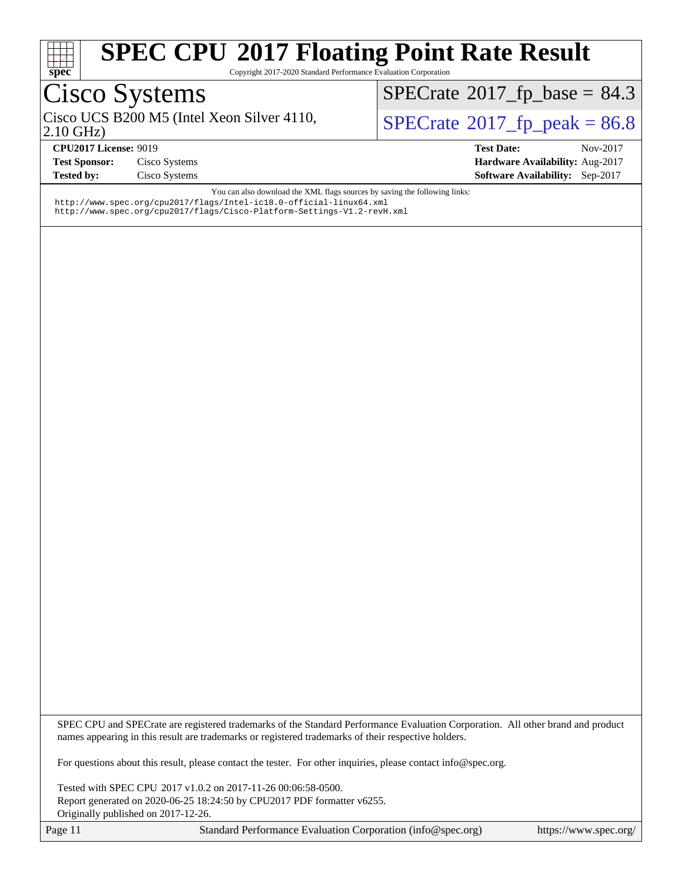You can also download the XML flags sources by saving the following links:
http://www.spec.org/cpu2017/flags/Intel-ic18.0-official-linux64.xml
http://www.spec.org/cpu2017/flags/Cisco-Platform-Settings-V1.2-revH.xml

SPEC CPU and SPECrate are registered trademarks of the Standard Performance Evaluation Corporation. All other brand and product names appearing in this result are trademarks or registered trademarks of their respective holders.

For questions about this result, please contact the tester. For other inquiries, please contact info@spec.org.

Tested with SPEC CPU 2017 v1.0.2 on 2017-11-26 00:06:58-0500.
Report generated on 2020-06-25 18:24:50 by CPU2017 PDF formatter v6255.
Originally published on 2017-12-26.